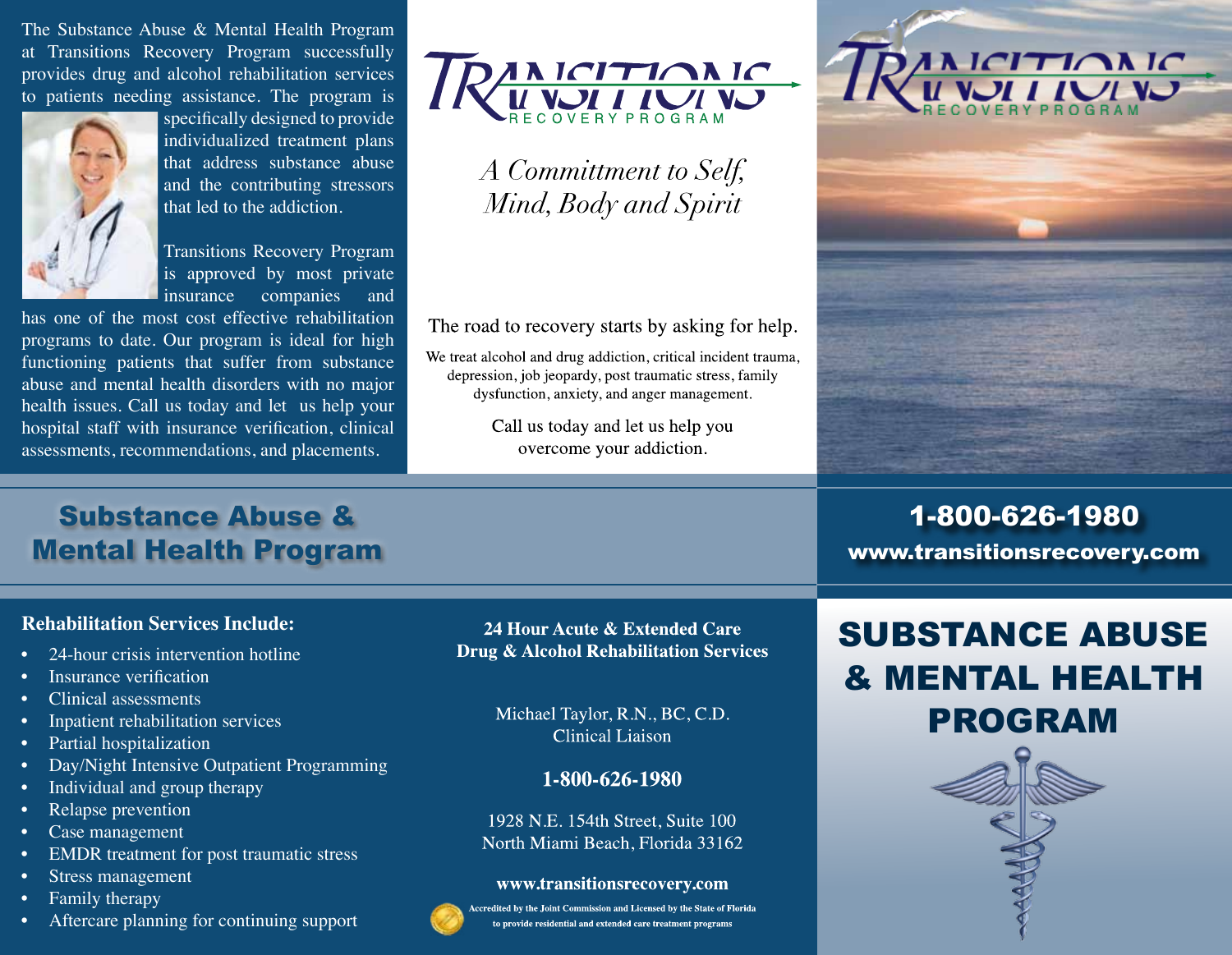The Substance Abuse & Mental Health Program at Transitions Recovery Program successfully provides drug and alcohol rehabilitation services to patients needing assistance. The program is specifically designed to provide individualized treatment plans that address substance abuse and the contributing stressors that led to the addiction.

Transitions Recovery Program is approved by most private insurance companies and has one of the most cost effective rehabilitation programs to date. Our program is ideal for high functioning patients that suffer from substance abuse and mental health disorders with no major health issues. Call us today and let us help your hospital staff with insurance verification, clinical assessments, recommendations, and placements.

# TRANSITIONS
RECOVERY PROGRAM

*A Committment to Self, Mind, Body and Spirit*

The road to recovery starts by asking for help.

We treat alcohol and drug addiction, critical incident trauma, depression, job jeopardy, post traumatic stress, family dysfunction, anxiety, and anger management.

Call us today and let us help you overcome your addiction.

# TRANSITIONS
RECOVERY PROGRAM

## Substance Abuse & Mental Health Program

**1-800-626-1980**
**www.transitionsrecovery.com**

### Rehabilitation Services Include:

- 24-hour crisis intervention hotline
- Insurance verification
- Clinical assessments
- Inpatient rehabilitation services
- Partial hospitalization
- Day/Night Intensive Outpatient Programming
- Individual and group therapy
- Relapse prevention
- Case management
- EMDR treatment for post traumatic stress
- Stress management
- Family therapy
- Aftercare planning for continuing support

**24 Hour Acute & Extended Care**
**Drug & Alcohol Rehabilitation Services**

Michael Taylor, R.N., BC, C.D.
Clinical Liaison

**1-800-626-1980**

1928 N.E. 154th Street, Suite 100
North Miami Beach, Florida 33162

**www.transitionsrecovery.com**

**Accredited by the Joint Commission and Licensed by the State of Florida to provide residential and extended care treatment programs**

# SUBSTANCE ABUSE & MENTAL HEALTH PROGRAM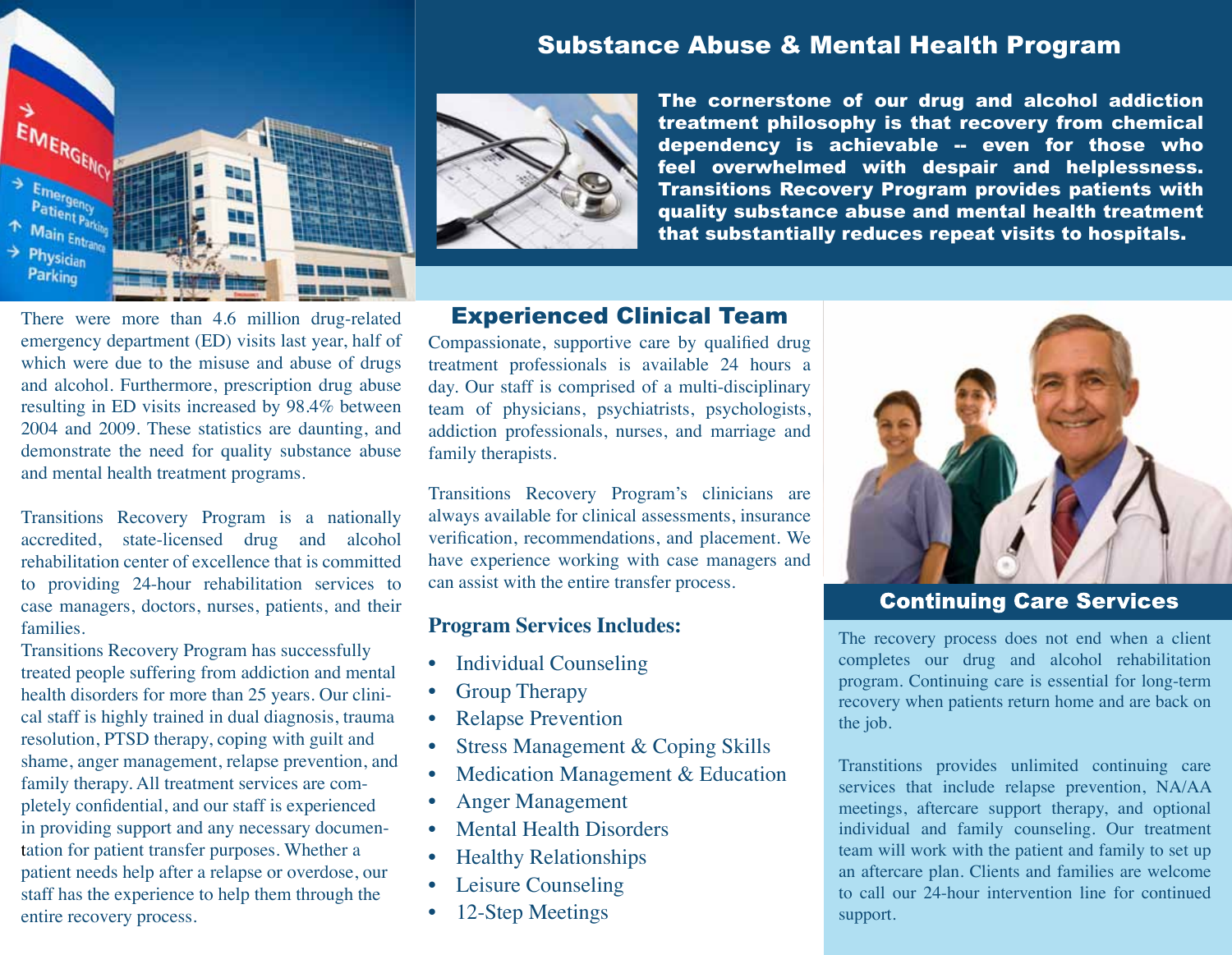## Substance Abuse & Mental Health Program

**The cornerstone of our drug and alcohol addiction treatment philosophy is that recovery from chemical dependency is achievable -- even for those who feel overwhelmed with despair and helplessness. Transitions Recovery Program provides patients with quality substance abuse and mental health treatment that substantially reduces repeat visits to hospitals.**

There were more than 4.6 million drug-related emergency department (ED) visits last year, half of which were due to the misuse and abuse of drugs and alcohol. Furthermore, prescription drug abuse resulting in ED visits increased by 98.4% between 2004 and 2009. These statistics are daunting, and demonstrate the need for quality substance abuse and mental health treatment programs.

Transitions Recovery Program is a nationally accredited, state-licensed drug and alcohol rehabilitation center of excellence that is committed to providing 24-hour rehabilitation services to case managers, doctors, nurses, patients, and their families.

Transitions Recovery Program has successfully treated people suffering from addiction and mental health disorders for more than 25 years. Our clinical staff is highly trained in dual diagnosis, trauma resolution, PTSD therapy, coping with guilt and shame, anger management, relapse prevention, and family therapy. All treatment services are completely confidential, and our staff is experienced in providing support and any necessary documentation for patient transfer purposes. Whether a patient needs help after a relapse or overdose, our staff has the experience to help them through the entire recovery process.

## Experienced Clinical Team

Compassionate, supportive care by qualified drug treatment professionals is available 24 hours a day. Our staff is comprised of a multi-disciplinary team of physicians, psychiatrists, psychologists, addiction professionals, nurses, and marriage and family therapists.

Transitions Recovery Program's clinicians are always available for clinical assessments, insurance verification, recommendations, and placement. We have experience working with case managers and can assist with the entire transfer process.

**Program Services Includes:**

- Individual Counseling
- Group Therapy
- Relapse Prevention
- Stress Management & Coping Skills
- Medication Management & Education
- Anger Management
- Mental Health Disorders
- Healthy Relationships
- Leisure Counseling
- 12-Step Meetings

## Continuing Care Services

The recovery process does not end when a client completes our drug and alcohol rehabilitation program. Continuing care is essential for long-term recovery when patients return home and are back on the job.

Transtitions provides unlimited continuing care services that include relapse prevention, NA/AA meetings, aftercare support therapy, and optional individual and family counseling. Our treatment team will work with the patient and family to set up an aftercare plan. Clients and families are welcome to call our 24-hour intervention line for continued support.